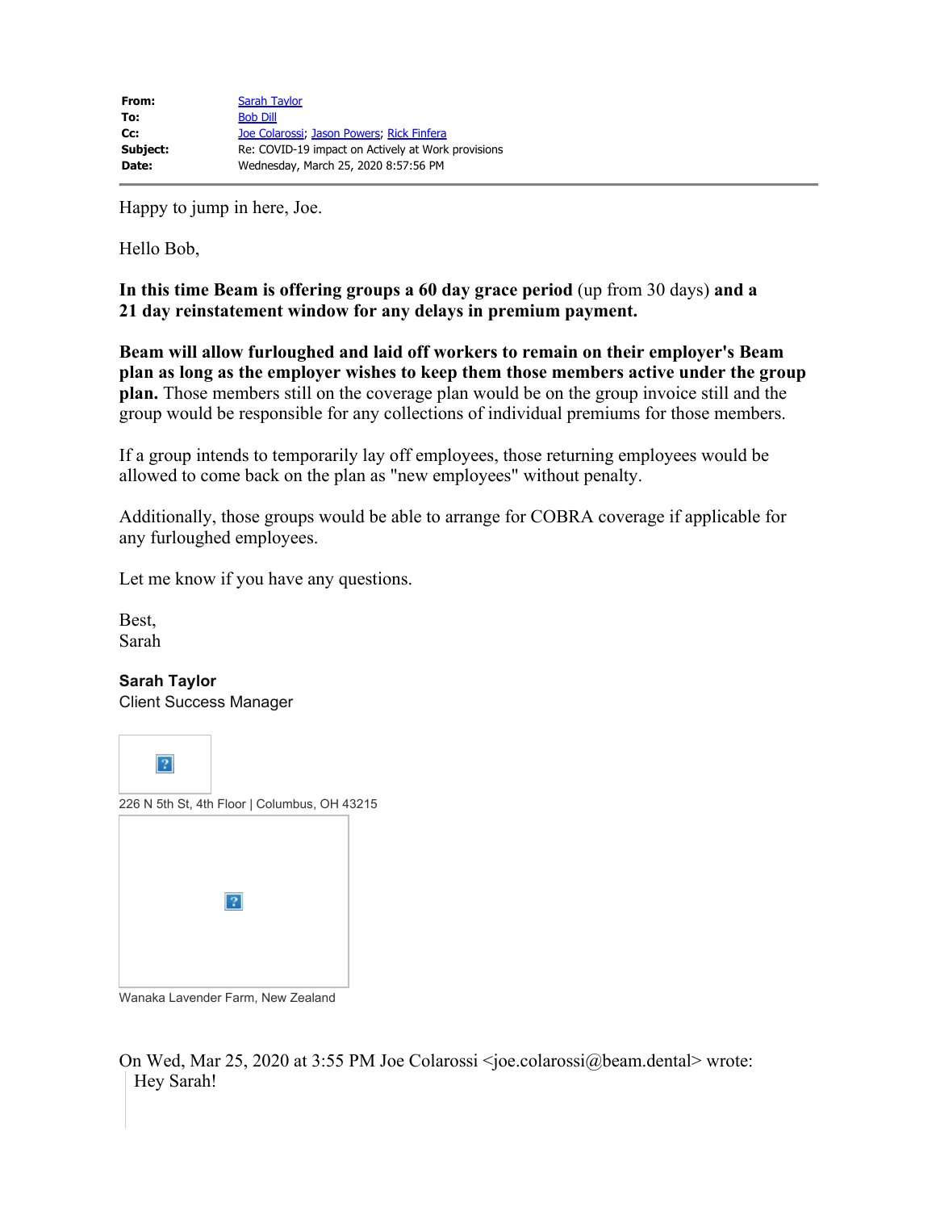| | |
|---|---|
| **From:** | Sarah Taylor |
| **To:** | Bob Dill |
| **Cc:** | Joe Colarossi; Jason Powers; Rick Finfera |
| **Subject:** | Re: COVID-19 impact on Actively at Work provisions |
| **Date:** | Wednesday, March 25, 2020 8:57:56 PM |

Happy to jump in here, Joe.

Hello Bob,

**In this time Beam is offering groups a 60 day grace period** (up from 30 days) **and a 21 day reinstatement window for any delays in premium payment.**

**Beam will allow furloughed and laid off workers to remain on their employer's Beam plan as long as the employer wishes to keep them those members active under the group plan.** Those members still on the coverage plan would be on the group invoice still and the group would be responsible for any collections of individual premiums for those members.

If a group intends to temporarily lay off employees, those returning employees would be allowed to come back on the plan as "new employees" without penalty.

Additionally, those groups would be able to arrange for COBRA coverage if applicable for any furloughed employees.

Let me know if you have any questions.

Best,
Sarah

**Sarah Taylor**
Client Success Manager

226 N 5th St, 4th Floor | Columbus, OH 43215

Wanaka Lavender Farm, New Zealand

On Wed, Mar 25, 2020 at 3:55 PM Joe Colarossi <joe.colarossi@beam.dental> wrote:

> Hey Sarah!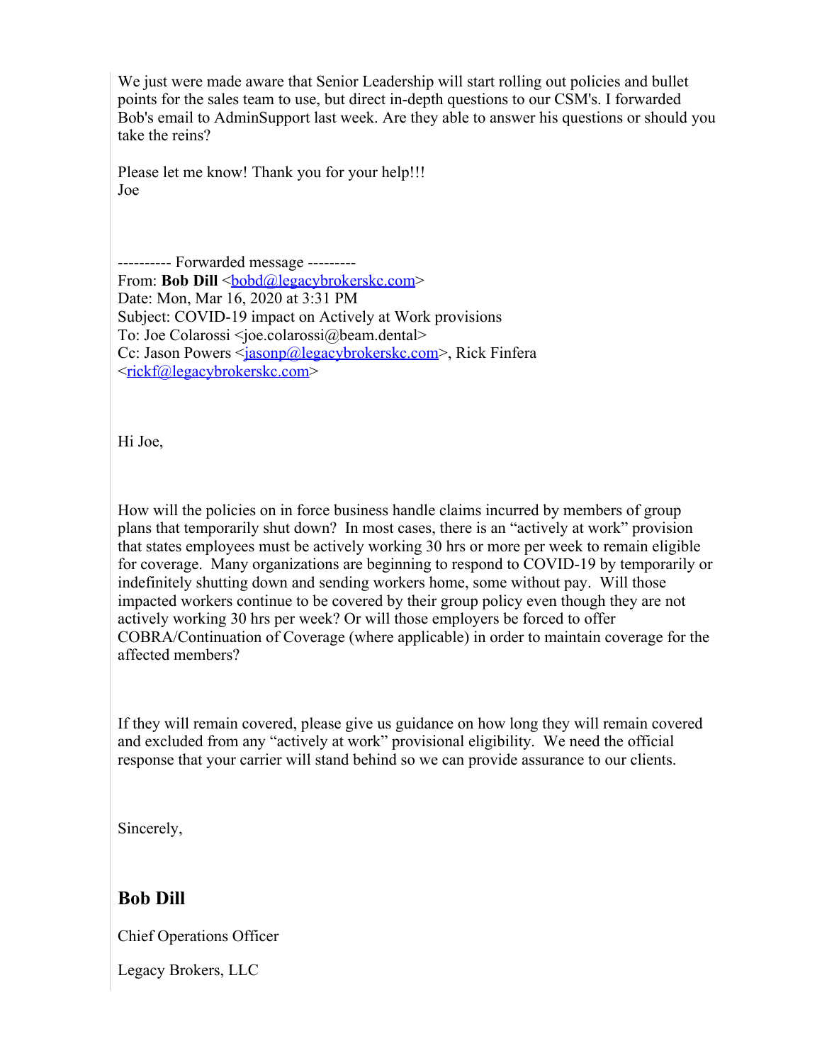We just were made aware that Senior Leadership will start rolling out policies and bullet points for the sales team to use, but direct in-depth questions to our CSM's. I forwarded Bob's email to AdminSupport last week. Are they able to answer his questions or should you take the reins?

Please let me know! Thank you for your help!!!
Joe

---------- Forwarded message ---------
From: **Bob Dill** <bobd@legacybrokerskc.com>
Date: Mon, Mar 16, 2020 at 3:31 PM
Subject: COVID-19 impact on Actively at Work provisions
To: Joe Colarossi <joe.colarossi@beam.dental>
Cc: Jason Powers <jasonp@legacybrokerskc.com>, Rick Finfera <rickf@legacybrokerskc.com>

Hi Joe,

How will the policies on in force business handle claims incurred by members of group plans that temporarily shut down? In most cases, there is an "actively at work" provision that states employees must be actively working 30 hrs or more per week to remain eligible for coverage. Many organizations are beginning to respond to COVID-19 by temporarily or indefinitely shutting down and sending workers home, some without pay. Will those impacted workers continue to be covered by their group policy even though they are not actively working 30 hrs per week? Or will those employers be forced to offer COBRA/Continuation of Coverage (where applicable) in order to maintain coverage for the affected members?

If they will remain covered, please give us guidance on how long they will remain covered and excluded from any "actively at work" provisional eligibility. We need the official response that your carrier will stand behind so we can provide assurance to our clients.

Sincerely,

**Bob Dill**

Chief Operations Officer

Legacy Brokers, LLC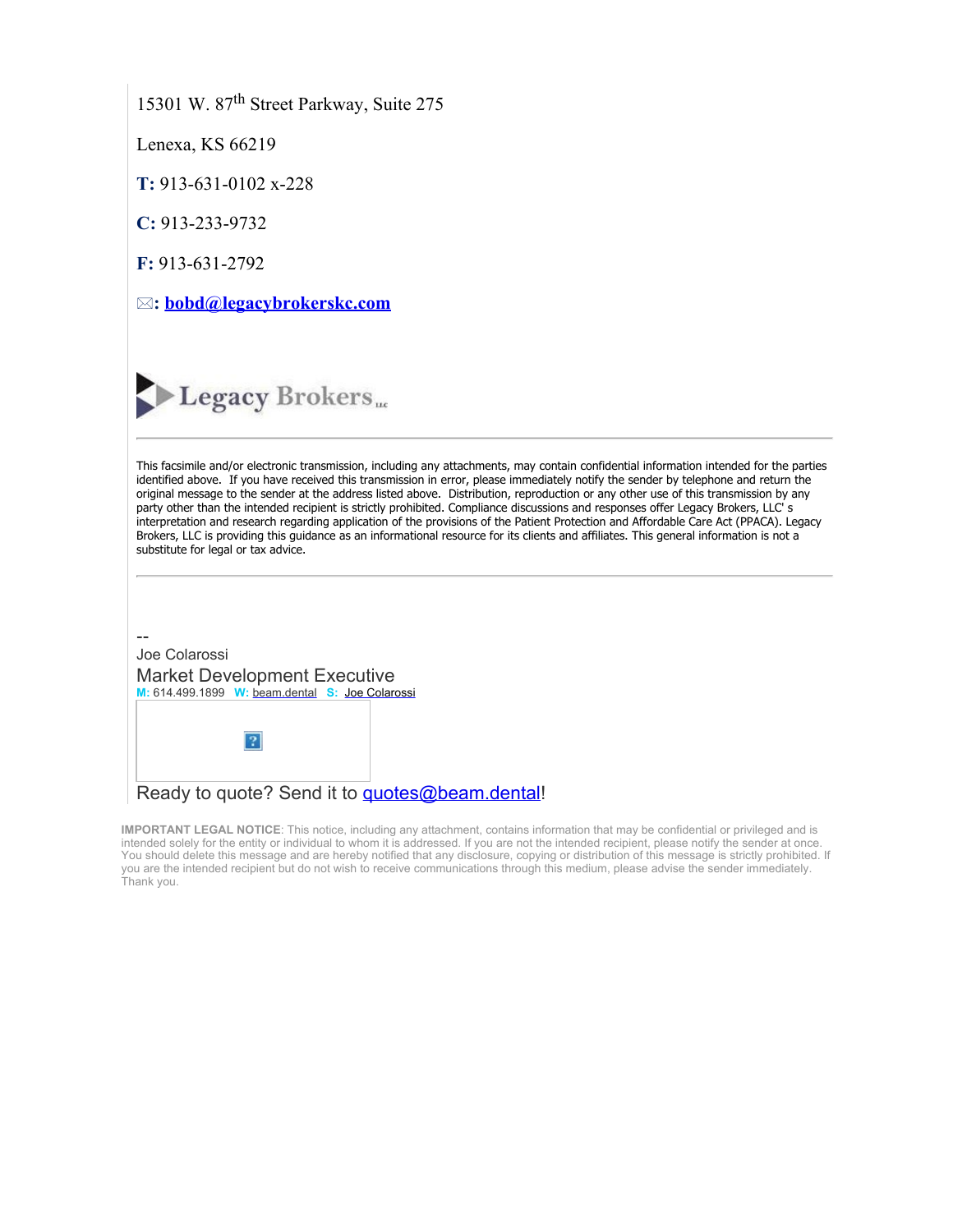15301 W. 87th Street Parkway, Suite 275

Lenexa, KS 66219

**T:** 913-631-0102 x-228

**C:** 913-233-9732

**F:** 913-631-2792

✉: **bobd@legacybrokerskc.com**

Legacy Brokers LLC

---

This facsimile and/or electronic transmission, including any attachments, may contain confidential information intended for the parties identified above. If you have received this transmission in error, please immediately notify the sender by telephone and return the original message to the sender at the address listed above. Distribution, reproduction or any other use of this transmission by any party other than the intended recipient is strictly prohibited. Compliance discussions and responses offer Legacy Brokers, LLC' s interpretation and research regarding application of the provisions of the Patient Protection and Affordable Care Act (PPACA). Legacy Brokers, LLC is providing this guidance as an informational resource for its clients and affiliates. This general information is not a substitute for legal or tax advice.

---

--
Joe Colarossi
Market Development Executive
M: 614.499.1899 W: beam.dental S: Joe Colarossi

Ready to quote? Send it to quotes@beam.dental!

**IMPORTANT LEGAL NOTICE**: This notice, including any attachment, contains information that may be confidential or privileged and is intended solely for the entity or individual to whom it is addressed. If you are not the intended recipient, please notify the sender at once. You should delete this message and are hereby notified that any disclosure, copying or distribution of this message is strictly prohibited. If you are the intended recipient but do not wish to receive communications through this medium, please advise the sender immediately. Thank you.